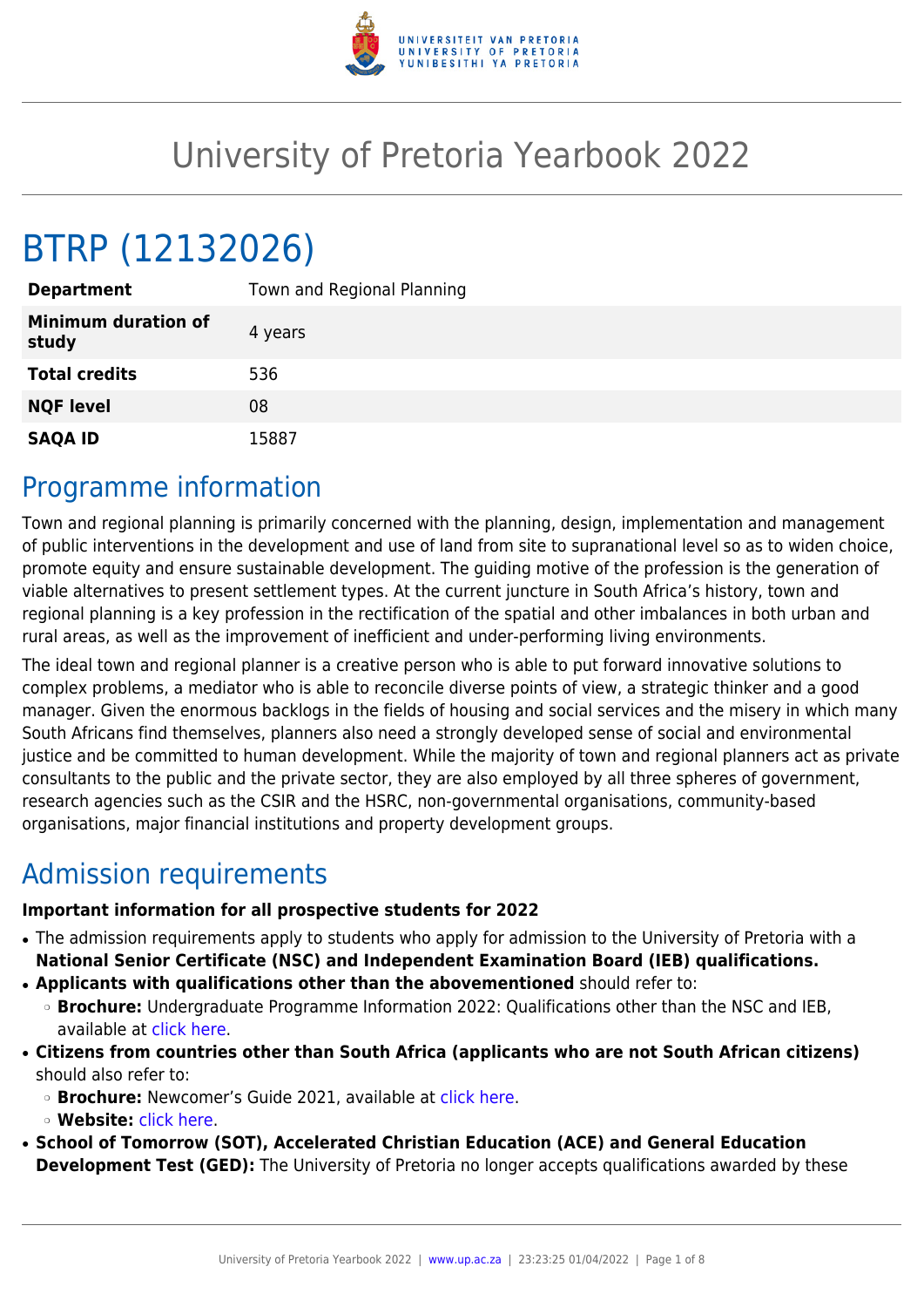# University of Pretoria Yearbook 2022

## BTRP (12132026)

| Department | Town and Regional Planning |
|---|---|
| **Minimum duration of study** | 4 years |
| **Total credits** | 536 |
| **NQF level** | 08 |
| **SAQA ID** | 15887 |

## Programme information

Town and regional planning is primarily concerned with the planning, design, implementation and management of public interventions in the development and use of land from site to supranational level so as to widen choice, promote equity and ensure sustainable development. The guiding motive of the profession is the generation of viable alternatives to present settlement types. At the current juncture in South Africa's history, town and regional planning is a key profession in the rectification of the spatial and other imbalances in both urban and rural areas, as well as the improvement of inefficient and under-performing living environments.

The ideal town and regional planner is a creative person who is able to put forward innovative solutions to complex problems, a mediator who is able to reconcile diverse points of view, a strategic thinker and a good manager. Given the enormous backlogs in the fields of housing and social services and the misery in which many South Africans find themselves, planners also need a strongly developed sense of social and environmental justice and be committed to human development. While the majority of town and regional planners act as private consultants to the public and the private sector, they are also employed by all three spheres of government, research agencies such as the CSIR and the HSRC, non-governmental organisations, community-based organisations, major financial institutions and property development groups.

## Admission requirements

**Important information for all prospective students for 2022**

- The admission requirements apply to students who apply for admission to the University of Pretoria with a **National Senior Certificate (NSC) and Independent Examination Board (IEB) qualifications.**
- **Applicants with qualifications other than the abovementioned** should refer to:
  - **Brochure:** Undergraduate Programme Information 2022: Qualifications other than the NSC and IEB, available at click here.
- **Citizens from countries other than South Africa (applicants who are not South African citizens)** should also refer to:
  - **Brochure:** Newcomer's Guide 2021, available at click here.
  - **Website:** click here.
- **School of Tomorrow (SOT), Accelerated Christian Education (ACE) and General Education Development Test (GED):** The University of Pretoria no longer accepts qualifications awarded by these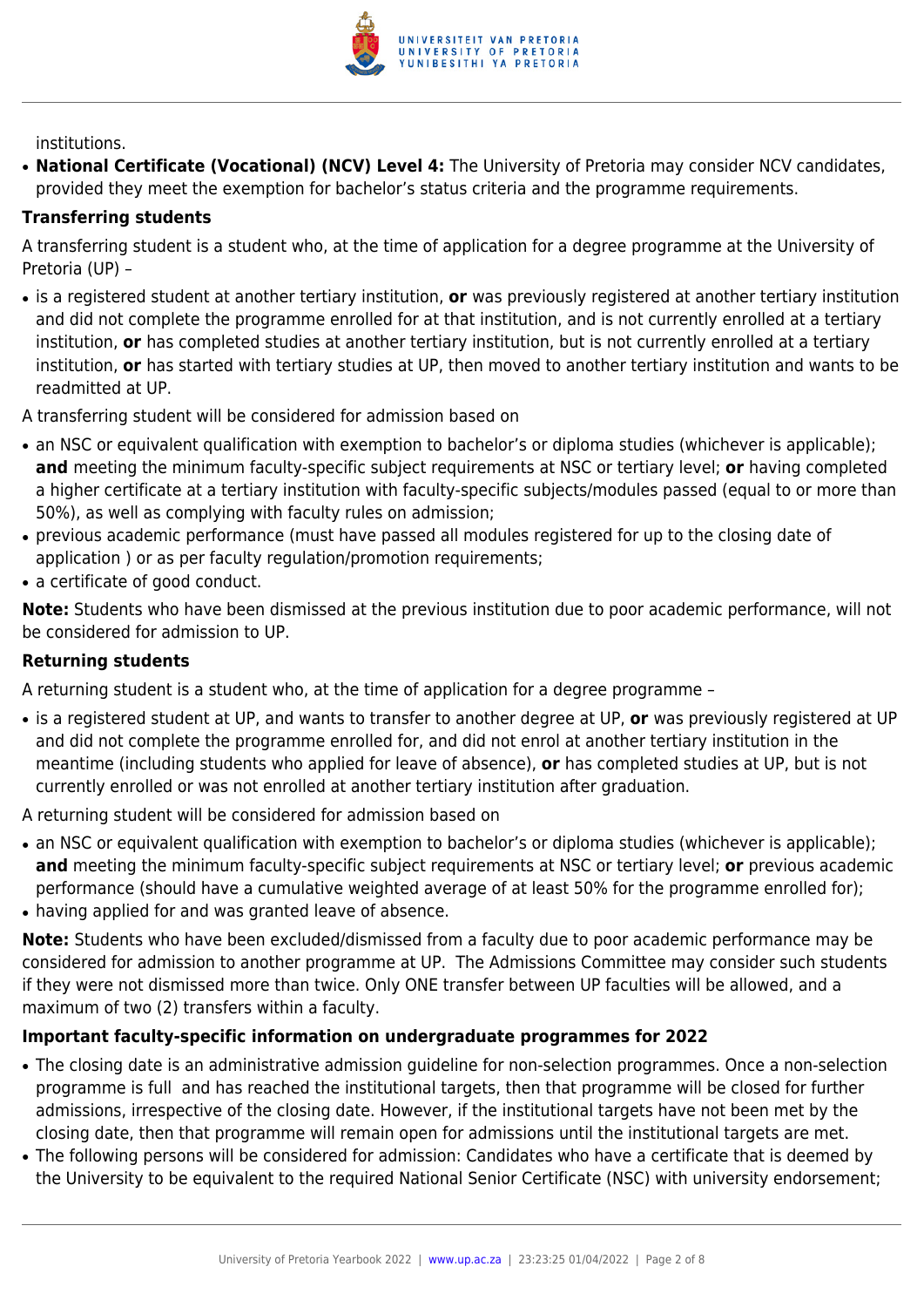institutions.

- **National Certificate (Vocational) (NCV) Level 4:** The University of Pretoria may consider NCV candidates, provided they meet the exemption for bachelor's status criteria and the programme requirements.

### Transferring students

A transferring student is a student who, at the time of application for a degree programme at the University of Pretoria (UP) –

- is a registered student at another tertiary institution, **or** was previously registered at another tertiary institution and did not complete the programme enrolled for at that institution, and is not currently enrolled at a tertiary institution, **or** has completed studies at another tertiary institution, but is not currently enrolled at a tertiary institution, **or** has started with tertiary studies at UP, then moved to another tertiary institution and wants to be readmitted at UP.

A transferring student will be considered for admission based on

- an NSC or equivalent qualification with exemption to bachelor's or diploma studies (whichever is applicable); **and** meeting the minimum faculty-specific subject requirements at NSC or tertiary level; **or** having completed a higher certificate at a tertiary institution with faculty-specific subjects/modules passed (equal to or more than 50%), as well as complying with faculty rules on admission;
- previous academic performance (must have passed all modules registered for up to the closing date of application ) or as per faculty regulation/promotion requirements;
- a certificate of good conduct.

**Note:** Students who have been dismissed at the previous institution due to poor academic performance, will not be considered for admission to UP.

### Returning students

A returning student is a student who, at the time of application for a degree programme –

- is a registered student at UP, and wants to transfer to another degree at UP, **or** was previously registered at UP and did not complete the programme enrolled for, and did not enrol at another tertiary institution in the meantime (including students who applied for leave of absence), **or** has completed studies at UP, but is not currently enrolled or was not enrolled at another tertiary institution after graduation.

A returning student will be considered for admission based on

- an NSC or equivalent qualification with exemption to bachelor's or diploma studies (whichever is applicable); **and** meeting the minimum faculty-specific subject requirements at NSC or tertiary level; **or** previous academic performance (should have a cumulative weighted average of at least 50% for the programme enrolled for);
- having applied for and was granted leave of absence.

**Note:** Students who have been excluded/dismissed from a faculty due to poor academic performance may be considered for admission to another programme at UP. The Admissions Committee may consider such students if they were not dismissed more than twice. Only ONE transfer between UP faculties will be allowed, and a maximum of two (2) transfers within a faculty.

### Important faculty-specific information on undergraduate programmes for 2022

- The closing date is an administrative admission guideline for non-selection programmes. Once a non-selection programme is full and has reached the institutional targets, then that programme will be closed for further admissions, irrespective of the closing date. However, if the institutional targets have not been met by the closing date, then that programme will remain open for admissions until the institutional targets are met.
- The following persons will be considered for admission: Candidates who have a certificate that is deemed by the University to be equivalent to the required National Senior Certificate (NSC) with university endorsement;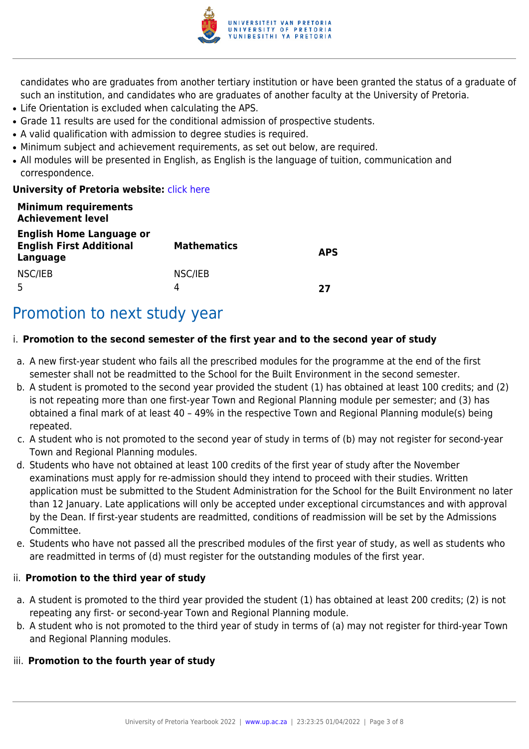candidates who are graduates from another tertiary institution or have been granted the status of a graduate of such an institution, and candidates who are graduates of another faculty at the University of Pretoria.

- Life Orientation is excluded when calculating the APS.
- Grade 11 results are used for the conditional admission of prospective students.
- A valid qualification with admission to degree studies is required.
- Minimum subject and achievement requirements, as set out below, are required.
- All modules will be presented in English, as English is the language of tuition, communication and correspondence.

**University of Pretoria website:** click here

| **Minimum requirements Achievement level** | | |
|---|---|---|
| **English Home Language or English First Additional Language** | **Mathematics** | **APS** |
| NSC/IEB 5 | NSC/IEB 4 | **27** |

## Promotion to next study year

i. **Promotion to the second semester of the first year and to the second year of study**

a. A new first-year student who fails all the prescribed modules for the programme at the end of the first semester shall not be readmitted to the School for the Built Environment in the second semester.
b. A student is promoted to the second year provided the student (1) has obtained at least 100 credits; and (2) is not repeating more than one first-year Town and Regional Planning module per semester; and (3) has obtained a final mark of at least 40 – 49% in the respective Town and Regional Planning module(s) being repeated.
c. A student who is not promoted to the second year of study in terms of (b) may not register for second-year Town and Regional Planning modules.
d. Students who have not obtained at least 100 credits of the first year of study after the November examinations must apply for re-admission should they intend to proceed with their studies. Written application must be submitted to the Student Administration for the School for the Built Environment no later than 12 January. Late applications will only be accepted under exceptional circumstances and with approval by the Dean. If first-year students are readmitted, conditions of readmission will be set by the Admissions Committee.
e. Students who have not passed all the prescribed modules of the first year of study, as well as students who are readmitted in terms of (d) must register for the outstanding modules of the first year.

ii. **Promotion to the third year of study**

a. A student is promoted to the third year provided the student (1) has obtained at least 200 credits; (2) is not repeating any first- or second-year Town and Regional Planning module.
b. A student who is not promoted to the third year of study in terms of (a) may not register for third-year Town and Regional Planning modules.

iii. **Promotion to the fourth year of study**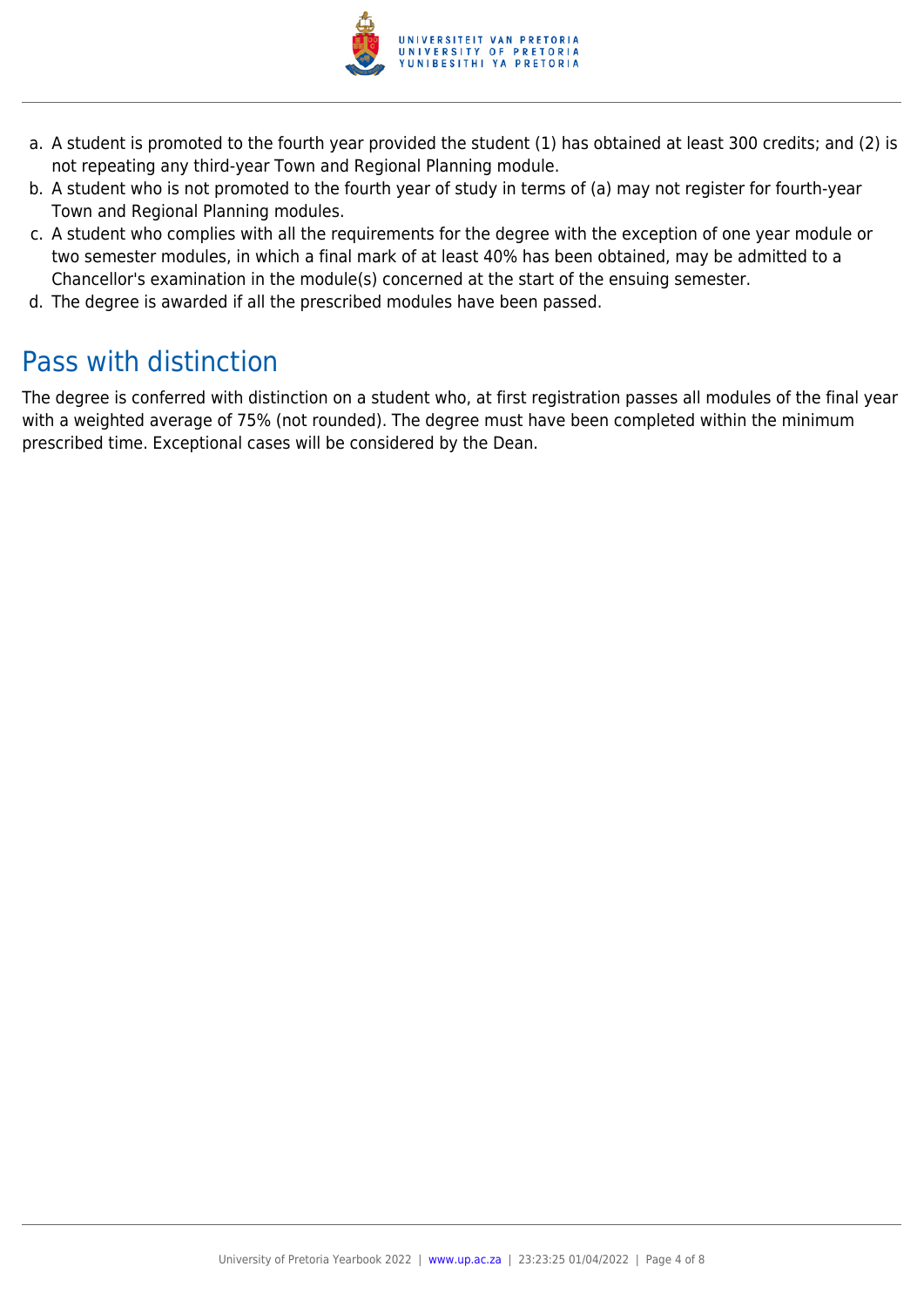a. A student is promoted to the fourth year provided the student (1) has obtained at least 300 credits; and (2) is not repeating any third-year Town and Regional Planning module.
b. A student who is not promoted to the fourth year of study in terms of (a) may not register for fourth-year Town and Regional Planning modules.
c. A student who complies with all the requirements for the degree with the exception of one year module or two semester modules, in which a final mark of at least 40% has been obtained, may be admitted to a Chancellor's examination in the module(s) concerned at the start of the ensuing semester.
d. The degree is awarded if all the prescribed modules have been passed.

## Pass with distinction

The degree is conferred with distinction on a student who, at first registration passes all modules of the final year with a weighted average of 75% (not rounded). The degree must have been completed within the minimum prescribed time. Exceptional cases will be considered by the Dean.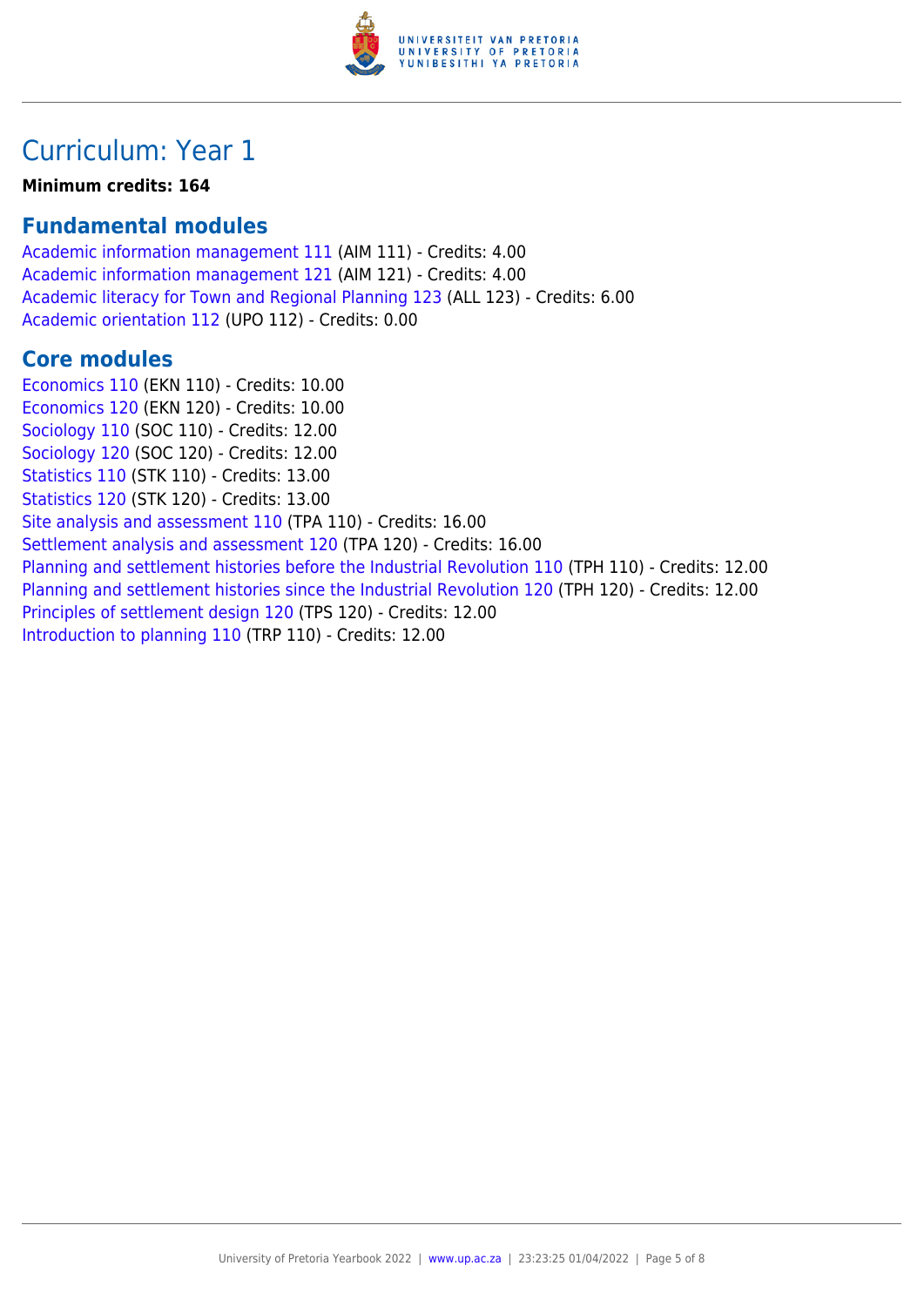# Curriculum: Year 1

**Minimum credits: 164**

## Fundamental modules

Academic information management 111 (AIM 111) - Credits: 4.00
Academic information management 121 (AIM 121) - Credits: 4.00
Academic literacy for Town and Regional Planning 123 (ALL 123) - Credits: 6.00
Academic orientation 112 (UPO 112) - Credits: 0.00

## Core modules

Economics 110 (EKN 110) - Credits: 10.00
Economics 120 (EKN 120) - Credits: 10.00
Sociology 110 (SOC 110) - Credits: 12.00
Sociology 120 (SOC 120) - Credits: 12.00
Statistics 110 (STK 110) - Credits: 13.00
Statistics 120 (STK 120) - Credits: 13.00
Site analysis and assessment 110 (TPA 110) - Credits: 16.00
Settlement analysis and assessment 120 (TPA 120) - Credits: 16.00
Planning and settlement histories before the Industrial Revolution 110 (TPH 110) - Credits: 12.00
Planning and settlement histories since the Industrial Revolution 120 (TPH 120) - Credits: 12.00
Principles of settlement design 120 (TPS 120) - Credits: 12.00
Introduction to planning 110 (TRP 110) - Credits: 12.00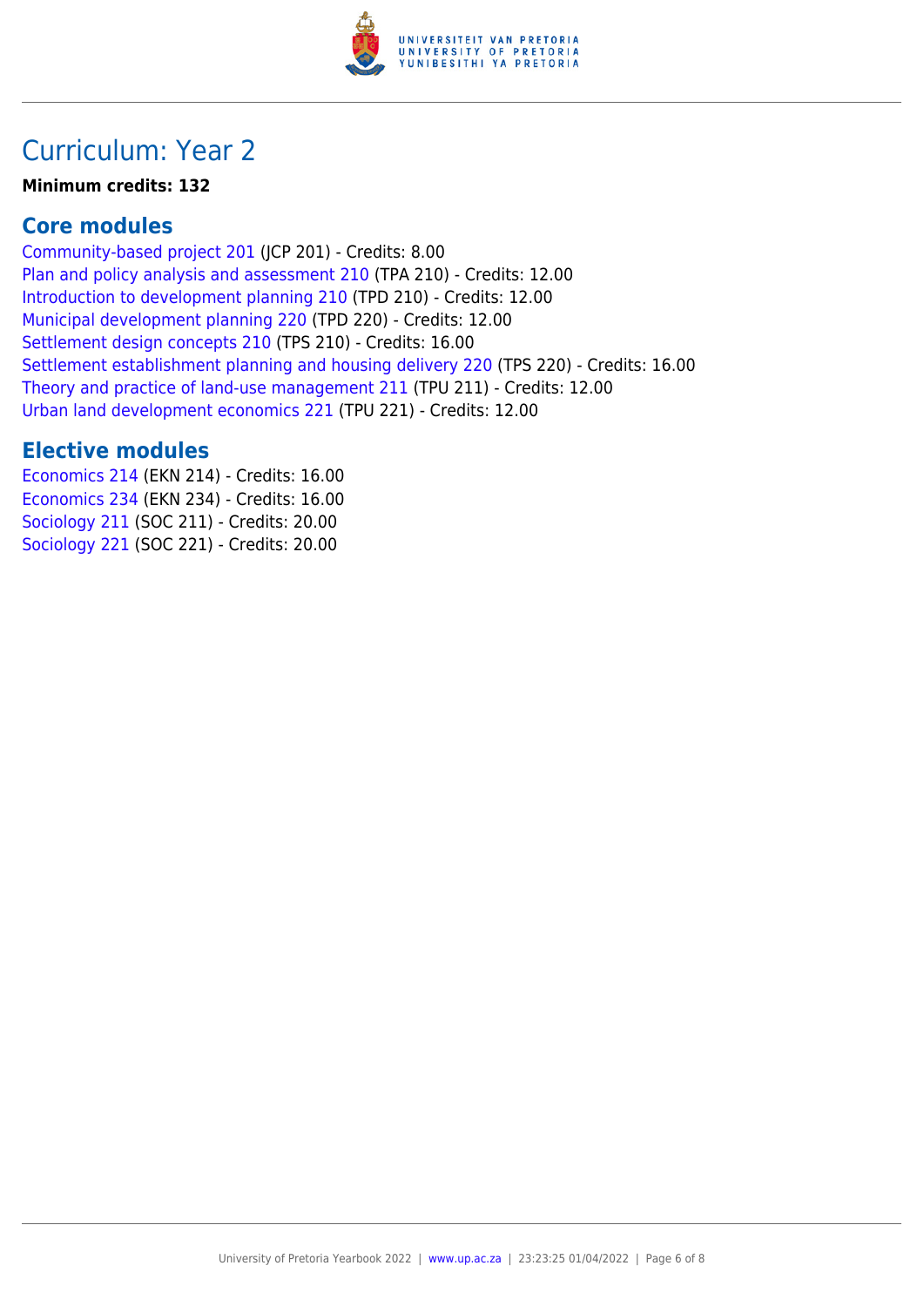# Curriculum: Year 2

**Minimum credits: 132**

## Core modules

Community-based project 201 (JCP 201) - Credits: 8.00
Plan and policy analysis and assessment 210 (TPA 210) - Credits: 12.00
Introduction to development planning 210 (TPD 210) - Credits: 12.00
Municipal development planning 220 (TPD 220) - Credits: 12.00
Settlement design concepts 210 (TPS 210) - Credits: 16.00
Settlement establishment planning and housing delivery 220 (TPS 220) - Credits: 16.00
Theory and practice of land-use management 211 (TPU 211) - Credits: 12.00
Urban land development economics 221 (TPU 221) - Credits: 12.00

## Elective modules

Economics 214 (EKN 214) - Credits: 16.00
Economics 234 (EKN 234) - Credits: 16.00
Sociology 211 (SOC 211) - Credits: 20.00
Sociology 221 (SOC 221) - Credits: 20.00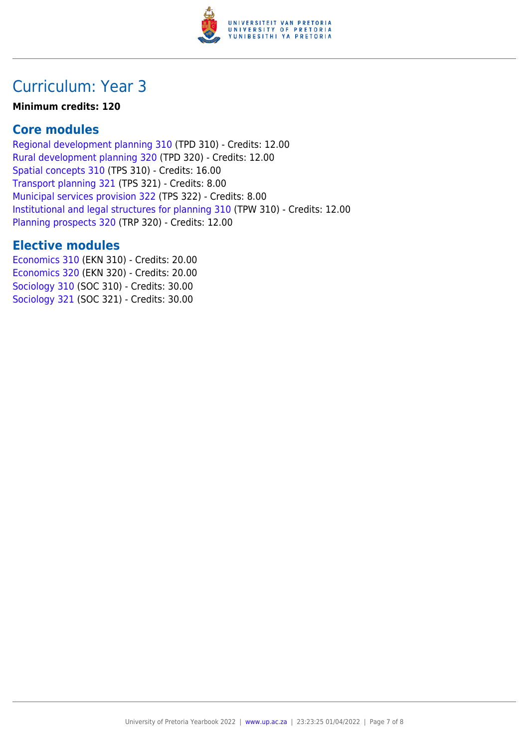# Curriculum: Year 3

**Minimum credits: 120**

## Core modules

Regional development planning 310 (TPD 310) - Credits: 12.00
Rural development planning 320 (TPD 320) - Credits: 12.00
Spatial concepts 310 (TPS 310) - Credits: 16.00
Transport planning 321 (TPS 321) - Credits: 8.00
Municipal services provision 322 (TPS 322) - Credits: 8.00
Institutional and legal structures for planning 310 (TPW 310) - Credits: 12.00
Planning prospects 320 (TRP 320) - Credits: 12.00

## Elective modules

Economics 310 (EKN 310) - Credits: 20.00
Economics 320 (EKN 320) - Credits: 20.00
Sociology 310 (SOC 310) - Credits: 30.00
Sociology 321 (SOC 321) - Credits: 30.00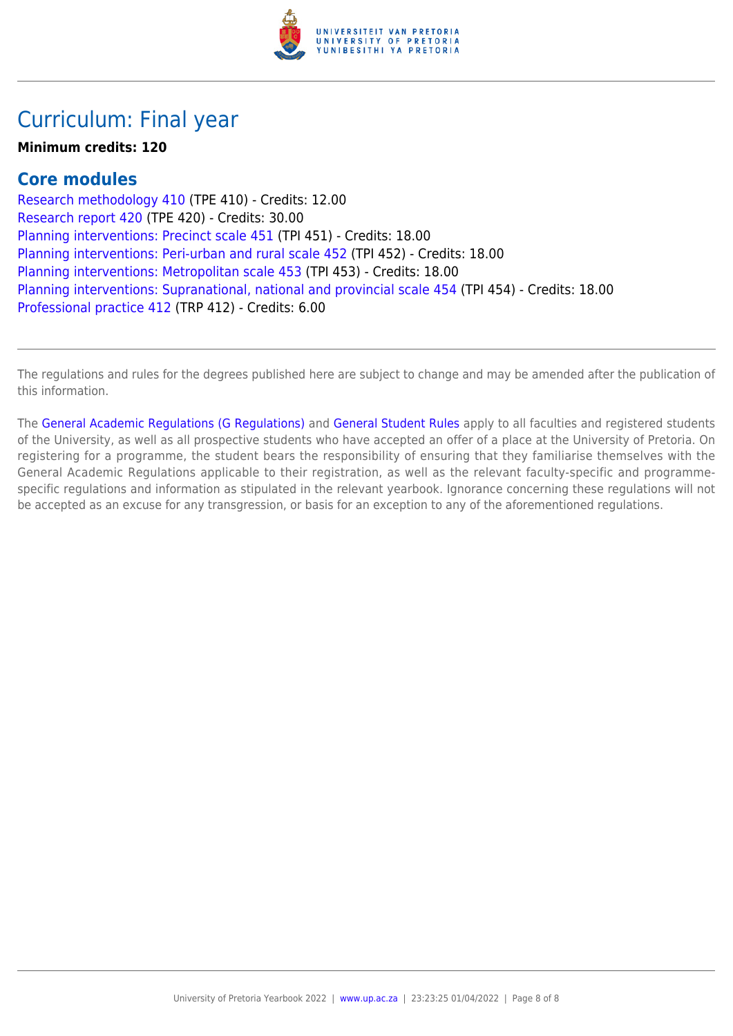# Curriculum: Final year

**Minimum credits: 120**

## Core modules

Research methodology 410 (TPE 410) - Credits: 12.00
Research report 420 (TPE 420) - Credits: 30.00
Planning interventions: Precinct scale 451 (TPI 451) - Credits: 18.00
Planning interventions: Peri-urban and rural scale 452 (TPI 452) - Credits: 18.00
Planning interventions: Metropolitan scale 453 (TPI 453) - Credits: 18.00
Planning interventions: Supranational, national and provincial scale 454 (TPI 454) - Credits: 18.00
Professional practice 412 (TRP 412) - Credits: 6.00

---

The regulations and rules for the degrees published here are subject to change and may be amended after the publication of this information.

The General Academic Regulations (G Regulations) and General Student Rules apply to all faculties and registered students of the University, as well as all prospective students who have accepted an offer of a place at the University of Pretoria. On registering for a programme, the student bears the responsibility of ensuring that they familiarise themselves with the General Academic Regulations applicable to their registration, as well as the relevant faculty-specific and programme-specific regulations and information as stipulated in the relevant yearbook. Ignorance concerning these regulations will not be accepted as an excuse for any transgression, or basis for an exception to any of the aforementioned regulations.